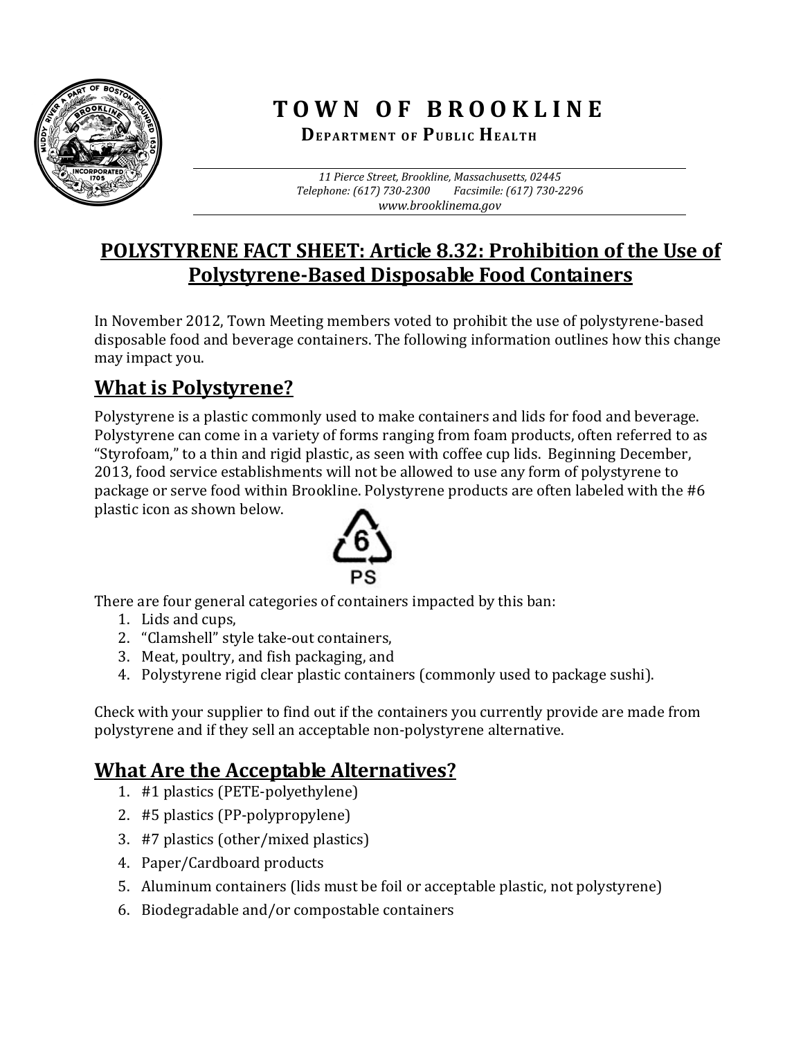# TOWN OF BROOKLINE

**DEPARTMENT OF PUBLIC HEALTH**

*11 Pierce Street, Brookline, Massachusetts, 02445*
*Telephone: (617) 730-2300 Facsimile: (617) 730-2296*
*www.brooklinema.gov*

## POLYSTYRENE FACT SHEET: Article 8.32: Prohibition of the Use of Polystyrene-Based Disposable Food Containers

In November 2012, Town Meeting members voted to prohibit the use of polystyrene-based disposable food and beverage containers. The following information outlines how this change may impact you.

## What is Polystyrene?

Polystyrene is a plastic commonly used to make containers and lids for food and beverage. Polystyrene can come in a variety of forms ranging from foam products, often referred to as "Styrofoam," to a thin and rigid plastic, as seen with coffee cup lids. Beginning December, 2013, food service establishments will not be allowed to use any form of polystyrene to package or serve food within Brookline. Polystyrene products are often labeled with the #6 plastic icon as shown below.

6
PS

There are four general categories of containers impacted by this ban:

1. Lids and cups,
2. "Clamshell" style take-out containers,
3. Meat, poultry, and fish packaging, and
4. Polystyrene rigid clear plastic containers (commonly used to package sushi).

Check with your supplier to find out if the containers you currently provide are made from polystyrene and if they sell an acceptable non-polystyrene alternative.

## What Are the Acceptable Alternatives?

1. #1 plastics (PETE-polyethylene)
2. #5 plastics (PP-polypropylene)
3. #7 plastics (other/mixed plastics)
4. Paper/Cardboard products
5. Aluminum containers (lids must be foil or acceptable plastic, not polystyrene)
6. Biodegradable and/or compostable containers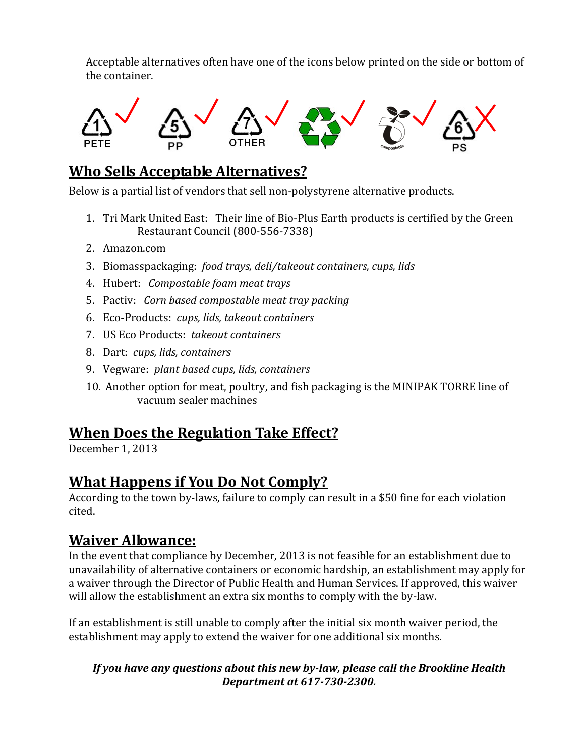Acceptable alternatives often have one of the icons below printed on the side or bottom of the container.

1 PETE ✓ 5 PP ✓ 7 OTHER ✓ ✓ compostable ✓ 6 PS ✗

## Who Sells Acceptable Alternatives?

Below is a partial list of vendors that sell non-polystyrene alternative products.

1. Tri Mark United East: Their line of Bio-Plus Earth products is certified by the Green Restaurant Council (800-556-7338)
2. Amazon.com
3. Biomasspackaging: *food trays, deli/takeout containers, cups, lids*
4. Hubert: *Compostable foam meat trays*
5. Pactiv: *Corn based compostable meat tray packing*
6. Eco-Products: *cups, lids, takeout containers*
7. US Eco Products: *takeout containers*
8. Dart: *cups, lids, containers*
9. Vegware: *plant based cups, lids, containers*
10. Another option for meat, poultry, and fish packaging is the MINIPAK TORRE line of vacuum sealer machines

## When Does the Regulation Take Effect?

December 1, 2013

## What Happens if You Do Not Comply?

According to the town by-laws, failure to comply can result in a $50 fine for each violation cited.

## Waiver Allowance:

In the event that compliance by December, 2013 is not feasible for an establishment due to unavailability of alternative containers or economic hardship, an establishment may apply for a waiver through the Director of Public Health and Human Services. If approved, this waiver will allow the establishment an extra six months to comply with the by-law.

If an establishment is still unable to comply after the initial six month waiver period, the establishment may apply to extend the waiver for one additional six months.

***If you have any questions about this new by-law, please call the Brookline Health Department at 617-730-2300.***